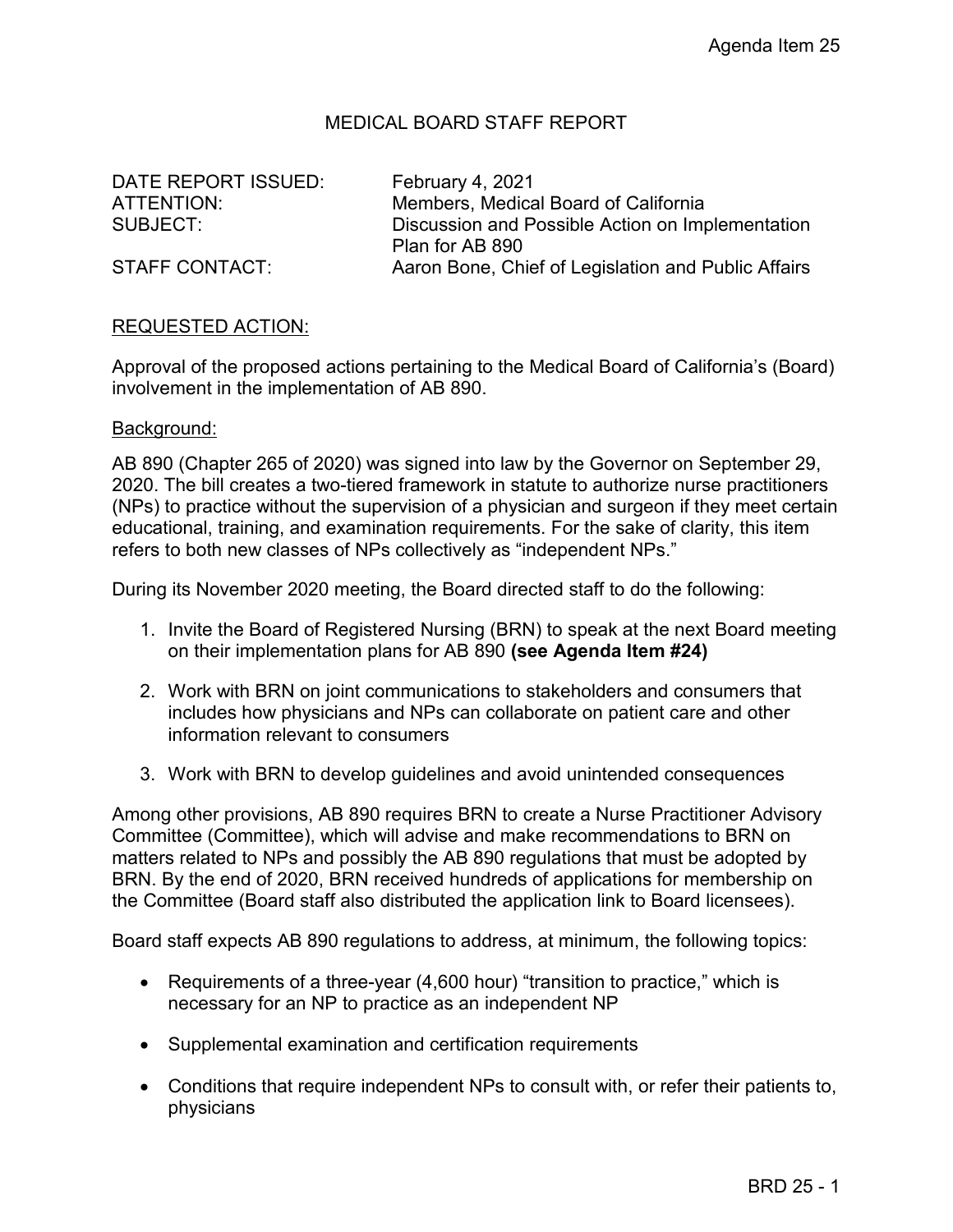# MEDICAL BOARD STAFF REPORT

| | |
|---|---|
| DATE REPORT ISSUED: | February 4, 2021 |
| ATTENTION: | Members, Medical Board of California |
| SUBJECT: | Discussion and Possible Action on Implementation Plan for AB 890 |
| STAFF CONTACT: | Aaron Bone, Chief of Legislation and Public Affairs |

## REQUESTED ACTION:

Approval of the proposed actions pertaining to the Medical Board of California's (Board) involvement in the implementation of AB 890.

### Background:

AB 890 (Chapter 265 of 2020) was signed into law by the Governor on September 29, 2020. The bill creates a two-tiered framework in statute to authorize nurse practitioners (NPs) to practice without the supervision of a physician and surgeon if they meet certain educational, training, and examination requirements. For the sake of clarity, this item refers to both new classes of NPs collectively as "independent NPs."

During its November 2020 meeting, the Board directed staff to do the following:

1. Invite the Board of Registered Nursing (BRN) to speak at the next Board meeting on their implementation plans for AB 890 **(see Agenda Item #24)**
2. Work with BRN on joint communications to stakeholders and consumers that includes how physicians and NPs can collaborate on patient care and other information relevant to consumers
3. Work with BRN to develop guidelines and avoid unintended consequences

Among other provisions, AB 890 requires BRN to create a Nurse Practitioner Advisory Committee (Committee), which will advise and make recommendations to BRN on matters related to NPs and possibly the AB 890 regulations that must be adopted by BRN. By the end of 2020, BRN received hundreds of applications for membership on the Committee (Board staff also distributed the application link to Board licensees).

Board staff expects AB 890 regulations to address, at minimum, the following topics:

- Requirements of a three-year (4,600 hour) "transition to practice," which is necessary for an NP to practice as an independent NP
- Supplemental examination and certification requirements
- Conditions that require independent NPs to consult with, or refer their patients to, physicians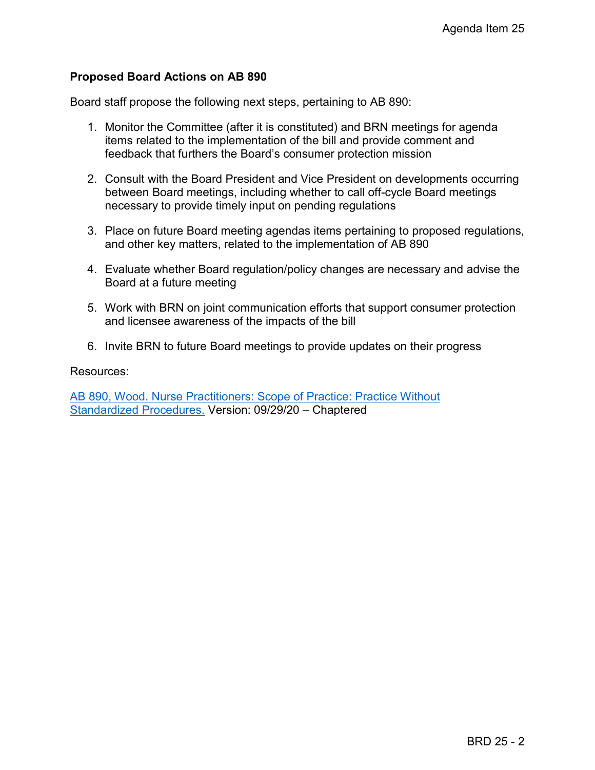**Proposed Board Actions on AB 890**

Board staff propose the following next steps, pertaining to AB 890:

1. Monitor the Committee (after it is constituted) and BRN meetings for agenda items related to the implementation of the bill and provide comment and feedback that furthers the Board's consumer protection mission

2. Consult with the Board President and Vice President on developments occurring between Board meetings, including whether to call off-cycle Board meetings necessary to provide timely input on pending regulations

3. Place on future Board meeting agendas items pertaining to proposed regulations, and other key matters, related to the implementation of AB 890

4. Evaluate whether Board regulation/policy changes are necessary and advise the Board at a future meeting

5. Work with BRN on joint communication efforts that support consumer protection and licensee awareness of the impacts of the bill

6. Invite BRN to future Board meetings to provide updates on their progress

Resources:

AB 890, Wood. Nurse Practitioners: Scope of Practice: Practice Without Standardized Procedures. Version: 09/29/20 – Chaptered